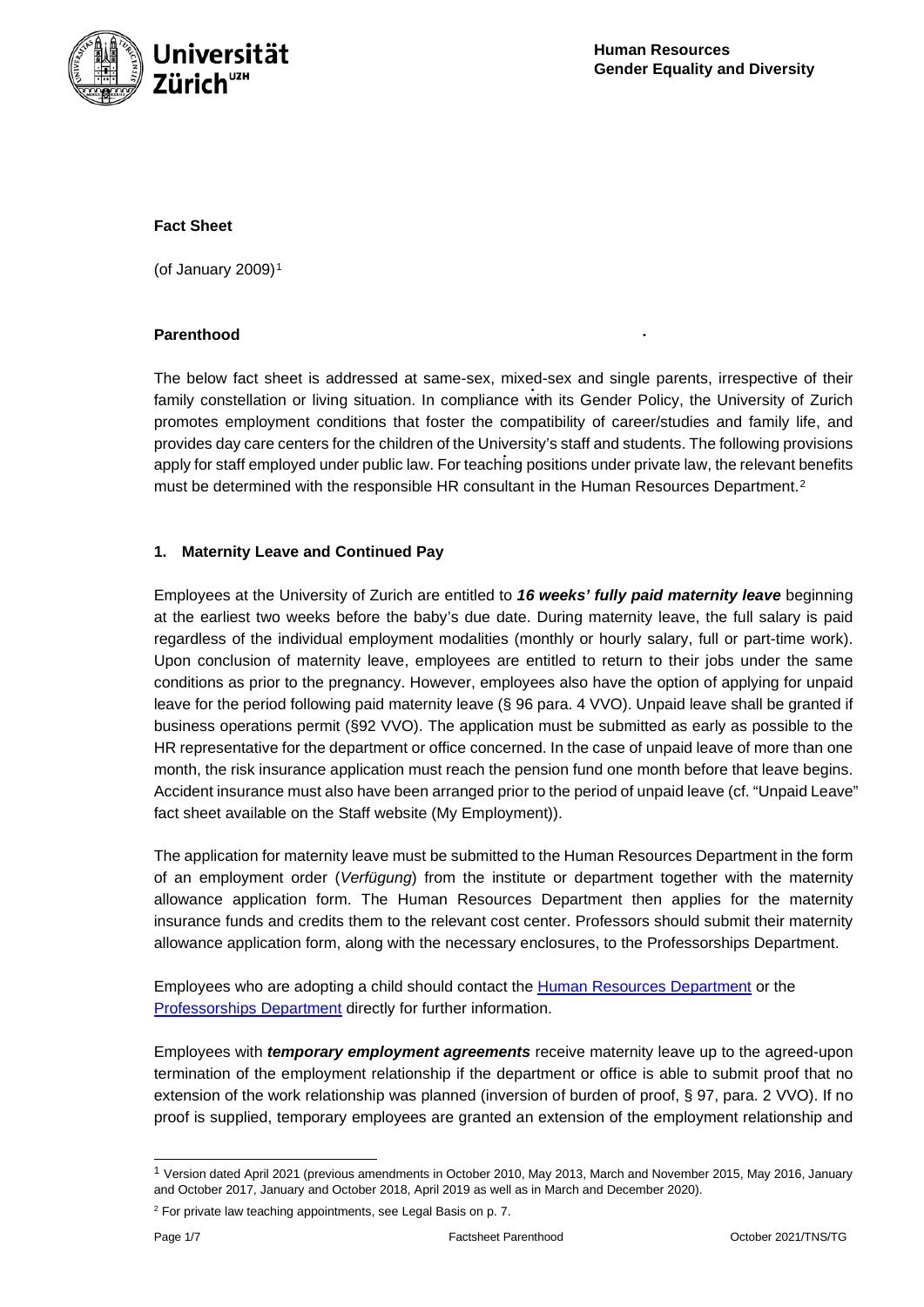**Fact Sheet**

(of January 2009)[1]

**Parenthood**

The below fact sheet is addressed at same-sex, mixed-sex and single parents, irrespective of their family constellation or living situation. In compliance with its Gender Policy, the University of Zurich promotes employment conditions that foster the compatibility of career/studies and family life, and provides day care centers for the children of the University's staff and students. The following provisions apply for staff employed under public law. For teaching positions under private law, the relevant benefits must be determined with the responsible HR consultant in the Human Resources Department.[2]

## 1. Maternity Leave and Continued Pay

Employees at the University of Zurich are entitled to ***16 weeks' fully paid maternity leave*** beginning at the earliest two weeks before the baby's due date. During maternity leave, the full salary is paid regardless of the individual employment modalities (monthly or hourly salary, full or part-time work). Upon conclusion of maternity leave, employees are entitled to return to their jobs under the same conditions as prior to the pregnancy. However, employees also have the option of applying for unpaid leave for the period following paid maternity leave (§ 96 para. 4 VVO). Unpaid leave shall be granted if business operations permit (§92 VVO). The application must be submitted as early as possible to the HR representative for the department or office concerned. In the case of unpaid leave of more than one month, the risk insurance application must reach the pension fund one month before that leave begins. Accident insurance must also have been arranged prior to the period of unpaid leave (cf. "Unpaid Leave" fact sheet available on the Staff website (My Employment)).

The application for maternity leave must be submitted to the Human Resources Department in the form of an employment order (*Verfügung*) from the institute or department together with the maternity allowance application form. The Human Resources Department then applies for the maternity insurance funds and credits them to the relevant cost center. Professors should submit their maternity allowance application form, along with the necessary enclosures, to the Professorships Department.

Employees who are adopting a child should contact the Human Resources Department or the Professorships Department directly for further information.

Employees with ***temporary employment agreements*** receive maternity leave up to the agreed-upon termination of the employment relationship if the department or office is able to submit proof that no extension of the work relationship was planned (inversion of burden of proof, § 97, para. 2 VVO). If no proof is supplied, temporary employees are granted an extension of the employment relationship and

---

[1] Version dated April 2021 (previous amendments in October 2010, May 2013, March and November 2015, May 2016, January and October 2017, January and October 2018, April 2019 as well as in March and December 2020).

[2] For private law teaching appointments, see Legal Basis on p. 7.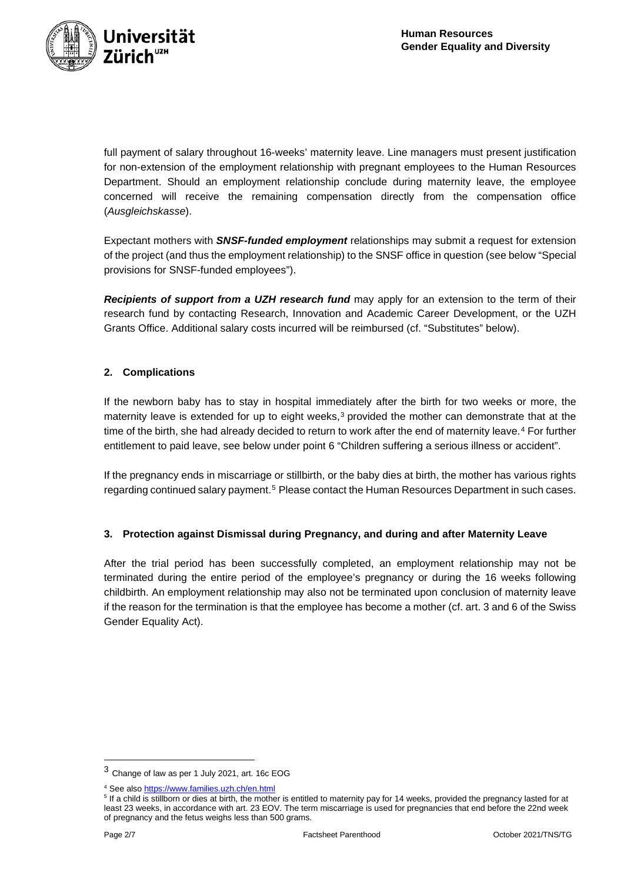full payment of salary throughout 16-weeks' maternity leave. Line managers must present justification for non-extension of the employment relationship with pregnant employees to the Human Resources Department. Should an employment relationship conclude during maternity leave, the employee concerned will receive the remaining compensation directly from the compensation office (*Ausgleichskasse*).

Expectant mothers with ***SNSF-funded employment*** relationships may submit a request for extension of the project (and thus the employment relationship) to the SNSF office in question (see below "Special provisions for SNSF-funded employees").

***Recipients of support from a UZH research fund*** may apply for an extension to the term of their research fund by contacting Research, Innovation and Academic Career Development, or the UZH Grants Office. Additional salary costs incurred will be reimbursed (cf. "Substitutes" below).

## 2. Complications

If the newborn baby has to stay in hospital immediately after the birth for two weeks or more, the maternity leave is extended for up to eight weeks,[3] provided the mother can demonstrate that at the time of the birth, she had already decided to return to work after the end of maternity leave.[4] For further entitlement to paid leave, see below under point 6 "Children suffering a serious illness or accident".

If the pregnancy ends in miscarriage or stillbirth, or the baby dies at birth, the mother has various rights regarding continued salary payment.[5] Please contact the Human Resources Department in such cases.

## 3. Protection against Dismissal during Pregnancy, and during and after Maternity Leave

After the trial period has been successfully completed, an employment relationship may not be terminated during the entire period of the employee's pregnancy or during the 16 weeks following childbirth. An employment relationship may also not be terminated upon conclusion of maternity leave if the reason for the termination is that the employee has become a mother (cf. art. 3 and 6 of the Swiss Gender Equality Act).

---

[3] Change of law as per 1 July 2021, art. 16c EOG

[4] See also https://www.families.uzh.ch/en.html

[5] If a child is stillborn or dies at birth, the mother is entitled to maternity pay for 14 weeks, provided the pregnancy lasted for at least 23 weeks, in accordance with art. 23 EOV. The term miscarriage is used for pregnancies that end before the 22nd week of pregnancy and the fetus weighs less than 500 grams.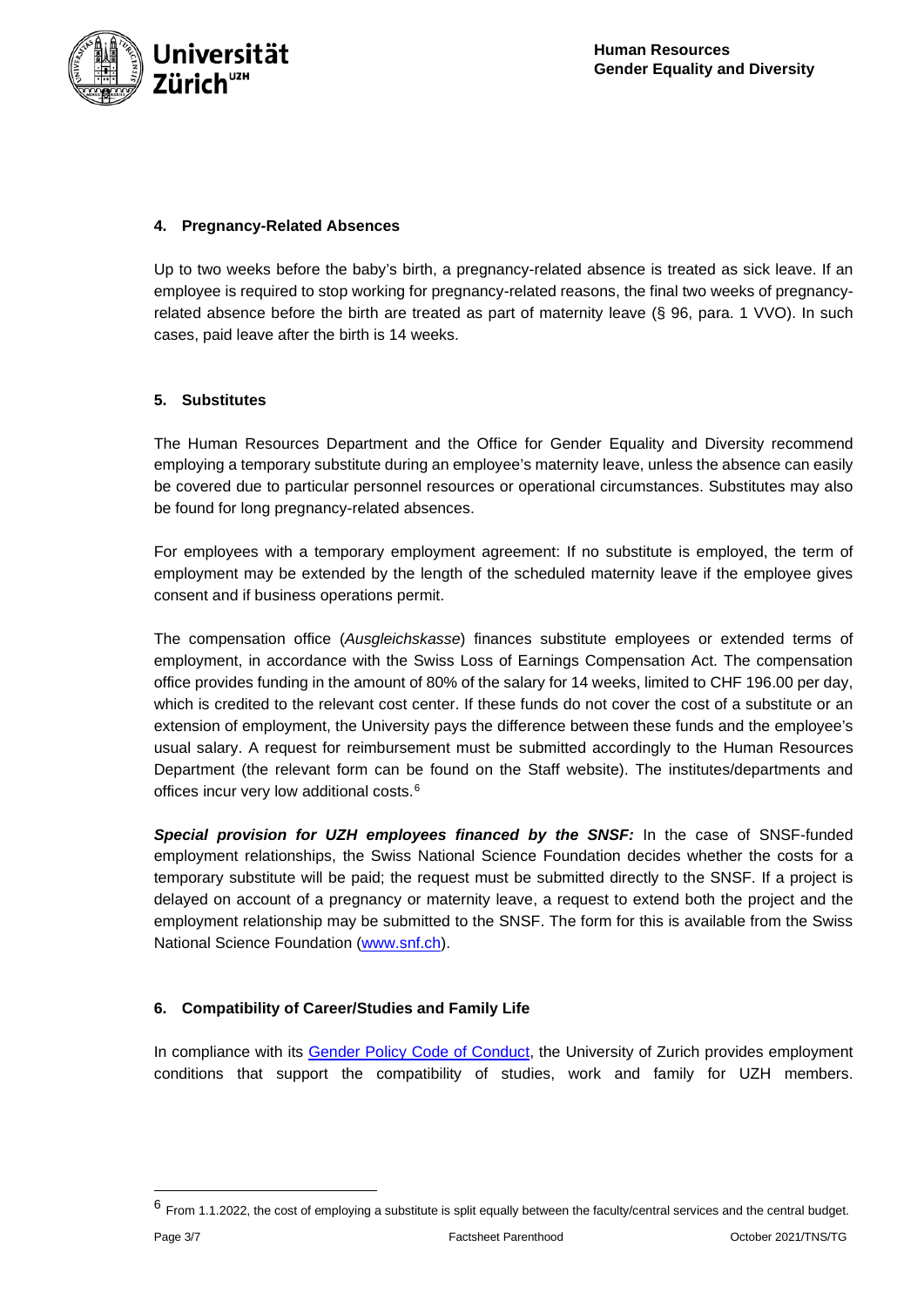## 4. Pregnancy-Related Absences

Up to two weeks before the baby's birth, a pregnancy-related absence is treated as sick leave. If an employee is required to stop working for pregnancy-related reasons, the final two weeks of pregnancy-related absence before the birth are treated as part of maternity leave (§ 96, para. 1 VVO). In such cases, paid leave after the birth is 14 weeks.

## 5. Substitutes

The Human Resources Department and the Office for Gender Equality and Diversity recommend employing a temporary substitute during an employee's maternity leave, unless the absence can easily be covered due to particular personnel resources or operational circumstances. Substitutes may also be found for long pregnancy-related absences.

For employees with a temporary employment agreement: If no substitute is employed, the term of employment may be extended by the length of the scheduled maternity leave if the employee gives consent and if business operations permit.

The compensation office (*Ausgleichskasse*) finances substitute employees or extended terms of employment, in accordance with the Swiss Loss of Earnings Compensation Act. The compensation office provides funding in the amount of 80% of the salary for 14 weeks, limited to CHF 196.00 per day, which is credited to the relevant cost center. If these funds do not cover the cost of a substitute or an extension of employment, the University pays the difference between these funds and the employee's usual salary. A request for reimbursement must be submitted accordingly to the Human Resources Department (the relevant form can be found on the Staff website). The institutes/departments and offices incur very low additional costs.[6]

***Special provision for UZH employees financed by the SNSF:*** In the case of SNSF-funded employment relationships, the Swiss National Science Foundation decides whether the costs for a temporary substitute will be paid; the request must be submitted directly to the SNSF. If a project is delayed on account of a pregnancy or maternity leave, a request to extend both the project and the employment relationship may be submitted to the SNSF. The form for this is available from the Swiss National Science Foundation (www.snf.ch).

## 6. Compatibility of Career/Studies and Family Life

In compliance with its Gender Policy Code of Conduct, the University of Zurich provides employment conditions that support the compatibility of studies, work and family for UZH members.

[6] From 1.1.2022, the cost of employing a substitute is split equally between the faculty/central services and the central budget.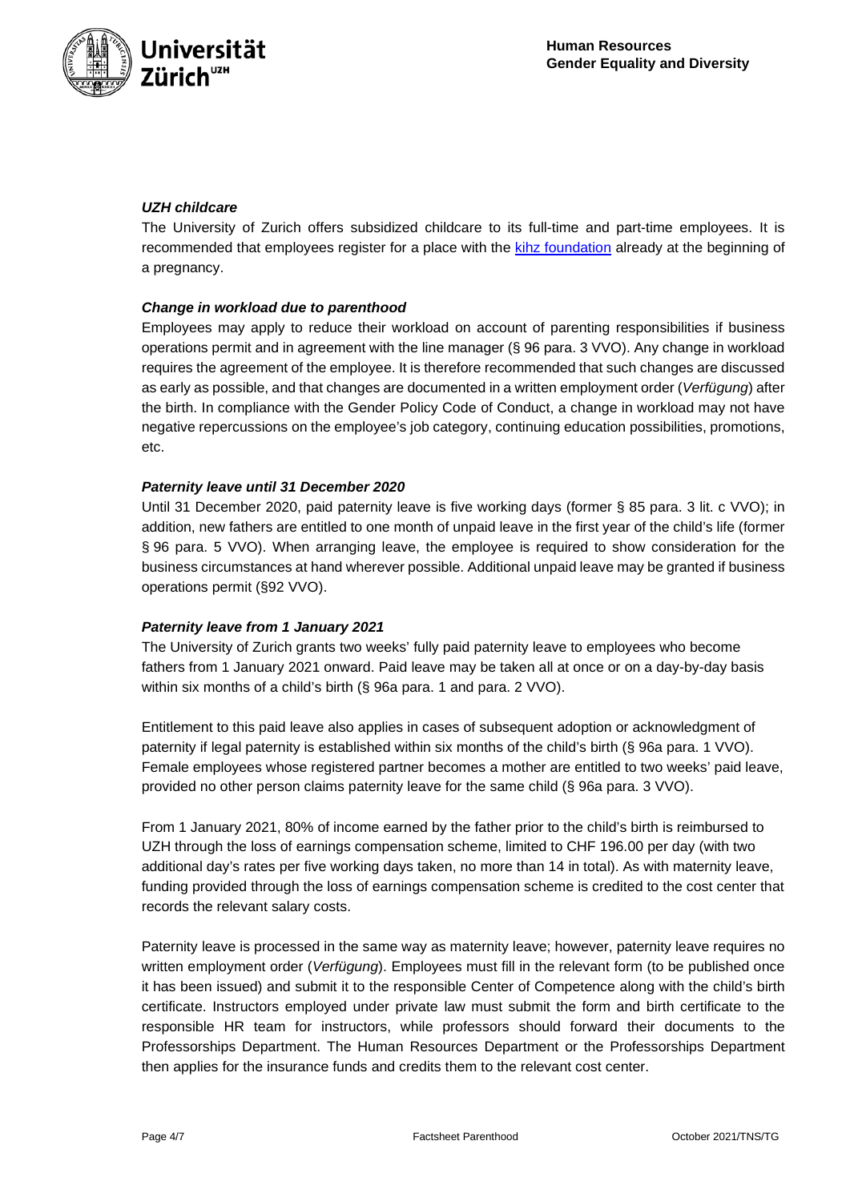### *UZH childcare*

The University of Zurich offers subsidized childcare to its full-time and part-time employees. It is recommended that employees register for a place with the kihz foundation already at the beginning of a pregnancy.

### *Change in workload due to parenthood*

Employees may apply to reduce their workload on account of parenting responsibilities if business operations permit and in agreement with the line manager (§ 96 para. 3 VVO). Any change in workload requires the agreement of the employee. It is therefore recommended that such changes are discussed as early as possible, and that changes are documented in a written employment order (*Verfügung*) after the birth. In compliance with the Gender Policy Code of Conduct, a change in workload may not have negative repercussions on the employee's job category, continuing education possibilities, promotions, etc.

### *Paternity leave until 31 December 2020*

Until 31 December 2020, paid paternity leave is five working days (former § 85 para. 3 lit. c VVO); in addition, new fathers are entitled to one month of unpaid leave in the first year of the child's life (former § 96 para. 5 VVO). When arranging leave, the employee is required to show consideration for the business circumstances at hand wherever possible. Additional unpaid leave may be granted if business operations permit (§92 VVO).

### *Paternity leave from 1 January 2021*

The University of Zurich grants two weeks' fully paid paternity leave to employees who become fathers from 1 January 2021 onward. Paid leave may be taken all at once or on a day-by-day basis within six months of a child's birth (§ 96a para. 1 and para. 2 VVO).

Entitlement to this paid leave also applies in cases of subsequent adoption or acknowledgment of paternity if legal paternity is established within six months of the child's birth (§ 96a para. 1 VVO). Female employees whose registered partner becomes a mother are entitled to two weeks' paid leave, provided no other person claims paternity leave for the same child (§ 96a para. 3 VVO).

From 1 January 2021, 80% of income earned by the father prior to the child's birth is reimbursed to UZH through the loss of earnings compensation scheme, limited to CHF 196.00 per day (with two additional day's rates per five working days taken, no more than 14 in total). As with maternity leave, funding provided through the loss of earnings compensation scheme is credited to the cost center that records the relevant salary costs.

Paternity leave is processed in the same way as maternity leave; however, paternity leave requires no written employment order (*Verfügung*). Employees must fill in the relevant form (to be published once it has been issued) and submit it to the responsible Center of Competence along with the child's birth certificate. Instructors employed under private law must submit the form and birth certificate to the responsible HR team for instructors, while professors should forward their documents to the Professorships Department. The Human Resources Department or the Professorships Department then applies for the insurance funds and credits them to the relevant cost center.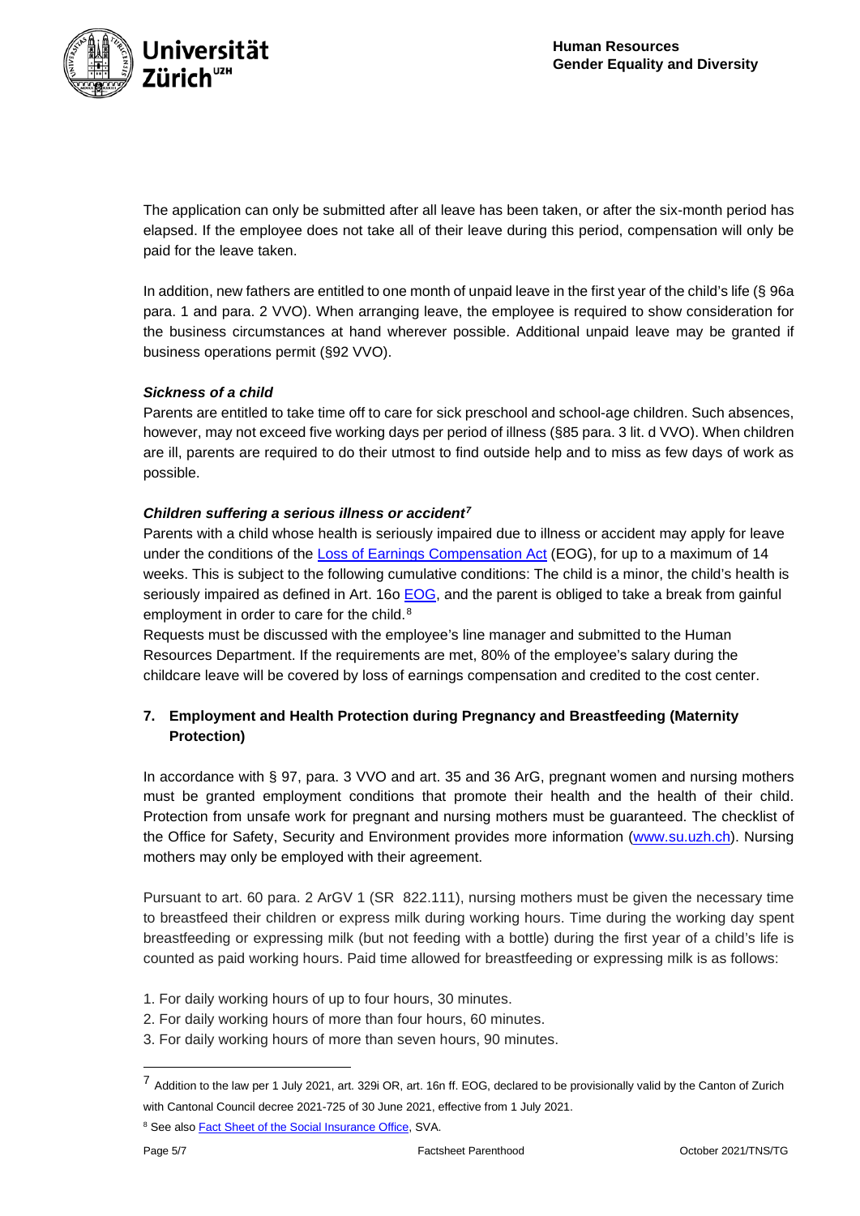The application can only be submitted after all leave has been taken, or after the six-month period has elapsed. If the employee does not take all of their leave during this period, compensation will only be paid for the leave taken.

In addition, new fathers are entitled to one month of unpaid leave in the first year of the child's life (§ 96a para. 1 and para. 2 VVO). When arranging leave, the employee is required to show consideration for the business circumstances at hand wherever possible. Additional unpaid leave may be granted if business operations permit (§92 VVO).

***Sickness of a child***

Parents are entitled to take time off to care for sick preschool and school-age children. Such absences, however, may not exceed five working days per period of illness (§85 para. 3 lit. d VVO). When children are ill, parents are required to do their utmost to find outside help and to miss as few days of work as possible.

***Children suffering a serious illness or accident***[7]

Parents with a child whose health is seriously impaired due to illness or accident may apply for leave under the conditions of the Loss of Earnings Compensation Act (EOG), for up to a maximum of 14 weeks. This is subject to the following cumulative conditions: The child is a minor, the child's health is seriously impaired as defined in Art. 16o EOG, and the parent is obliged to take a break from gainful employment in order to care for the child.[8]

Requests must be discussed with the employee's line manager and submitted to the Human Resources Department. If the requirements are met, 80% of the employee's salary during the childcare leave will be covered by loss of earnings compensation and credited to the cost center.

## 7. Employment and Health Protection during Pregnancy and Breastfeeding (Maternity Protection)

In accordance with § 97, para. 3 VVO and art. 35 and 36 ArG, pregnant women and nursing mothers must be granted employment conditions that promote their health and the health of their child. Protection from unsafe work for pregnant and nursing mothers must be guaranteed. The checklist of the Office for Safety, Security and Environment provides more information (www.su.uzh.ch). Nursing mothers may only be employed with their agreement.

Pursuant to art. 60 para. 2 ArGV 1 (SR 822.111), nursing mothers must be given the necessary time to breastfeed their children or express milk during working hours. Time during the working day spent breastfeeding or expressing milk (but not feeding with a bottle) during the first year of a child's life is counted as paid working hours. Paid time allowed for breastfeeding or expressing milk is as follows:

1. For daily working hours of up to four hours, 30 minutes.
2. For daily working hours of more than four hours, 60 minutes.
3. For daily working hours of more than seven hours, 90 minutes.

---

[7] Addition to the law per 1 July 2021, art. 329i OR, art. 16n ff. EOG, declared to be provisionally valid by the Canton of Zurich with Cantonal Council decree 2021-725 of 30 June 2021, effective from 1 July 2021.

[8] See also Fact Sheet of the Social Insurance Office, SVA.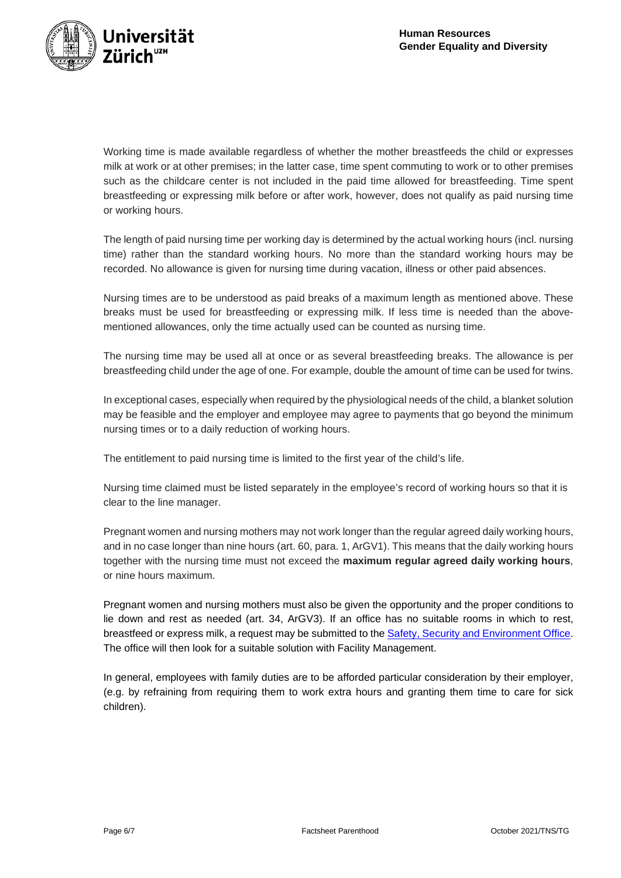Working time is made available regardless of whether the mother breastfeeds the child or expresses milk at work or at other premises; in the latter case, time spent commuting to work or to other premises such as the childcare center is not included in the paid time allowed for breastfeeding. Time spent breastfeeding or expressing milk before or after work, however, does not qualify as paid nursing time or working hours.

The length of paid nursing time per working day is determined by the actual working hours (incl. nursing time) rather than the standard working hours. No more than the standard working hours may be recorded. No allowance is given for nursing time during vacation, illness or other paid absences.

Nursing times are to be understood as paid breaks of a maximum length as mentioned above. These breaks must be used for breastfeeding or expressing milk. If less time is needed than the above-mentioned allowances, only the time actually used can be counted as nursing time.

The nursing time may be used all at once or as several breastfeeding breaks. The allowance is per breastfeeding child under the age of one. For example, double the amount of time can be used for twins.

In exceptional cases, especially when required by the physiological needs of the child, a blanket solution may be feasible and the employer and employee may agree to payments that go beyond the minimum nursing times or to a daily reduction of working hours.

The entitlement to paid nursing time is limited to the first year of the child's life.

Nursing time claimed must be listed separately in the employee's record of working hours so that it is clear to the line manager.

Pregnant women and nursing mothers may not work longer than the regular agreed daily working hours, and in no case longer than nine hours (art. 60, para. 1, ArGV1). This means that the daily working hours together with the nursing time must not exceed the **maximum regular agreed daily working hours**, or nine hours maximum.

Pregnant women and nursing mothers must also be given the opportunity and the proper conditions to lie down and rest as needed (art. 34, ArGV3). If an office has no suitable rooms in which to rest, breastfeed or express milk, a request may be submitted to the Safety, Security and Environment Office. The office will then look for a suitable solution with Facility Management.

In general, employees with family duties are to be afforded particular consideration by their employer, (e.g. by refraining from requiring them to work extra hours and granting them time to care for sick children).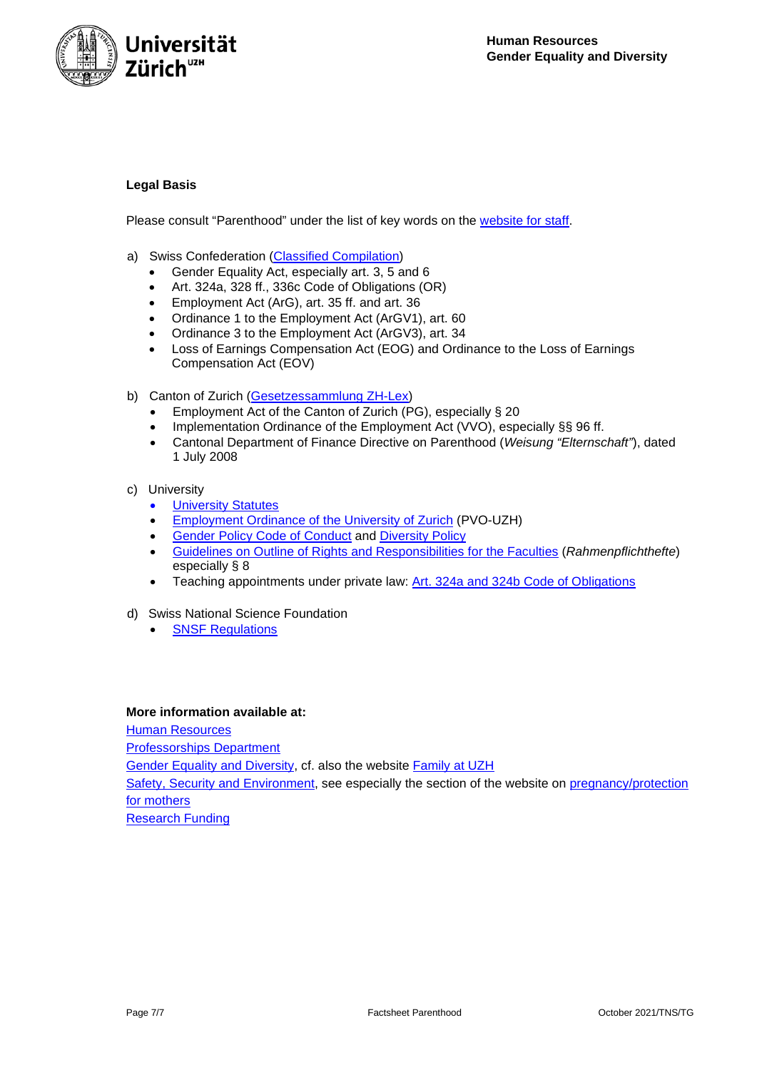**Legal Basis**

Please consult "Parenthood" under the list of key words on the website for staff.

a) Swiss Confederation (Classified Compilation)
  - Gender Equality Act, especially art. 3, 5 and 6
  - Art. 324a, 328 ff., 336c Code of Obligations (OR)
  - Employment Act (ArG), art. 35 ff. and art. 36
  - Ordinance 1 to the Employment Act (ArGV1), art. 60
  - Ordinance 3 to the Employment Act (ArGV3), art. 34
  - Loss of Earnings Compensation Act (EOG) and Ordinance to the Loss of Earnings Compensation Act (EOV)

b) Canton of Zurich (Gesetzessammlung ZH-Lex)
  - Employment Act of the Canton of Zurich (PG), especially § 20
  - Implementation Ordinance of the Employment Act (VVO), especially §§ 96 ff.
  - Cantonal Department of Finance Directive on Parenthood (*Weisung "Elternschaft"*), dated 1 July 2008

c) University
  - University Statutes
  - Employment Ordinance of the University of Zurich (PVO-UZH)
  - Gender Policy Code of Conduct and Diversity Policy
  - Guidelines on Outline of Rights and Responsibilities for the Faculties (*Rahmenpflichthefte*) especially § 8
  - Teaching appointments under private law: Art. 324a and 324b Code of Obligations

d) Swiss National Science Foundation
  - SNSF Regulations

**More information available at:**

Human Resources

Professorships Department

Gender Equality and Diversity, cf. also the website Family at UZH

Safety, Security and Environment, see especially the section of the website on pregnancy/protection for mothers

Research Funding